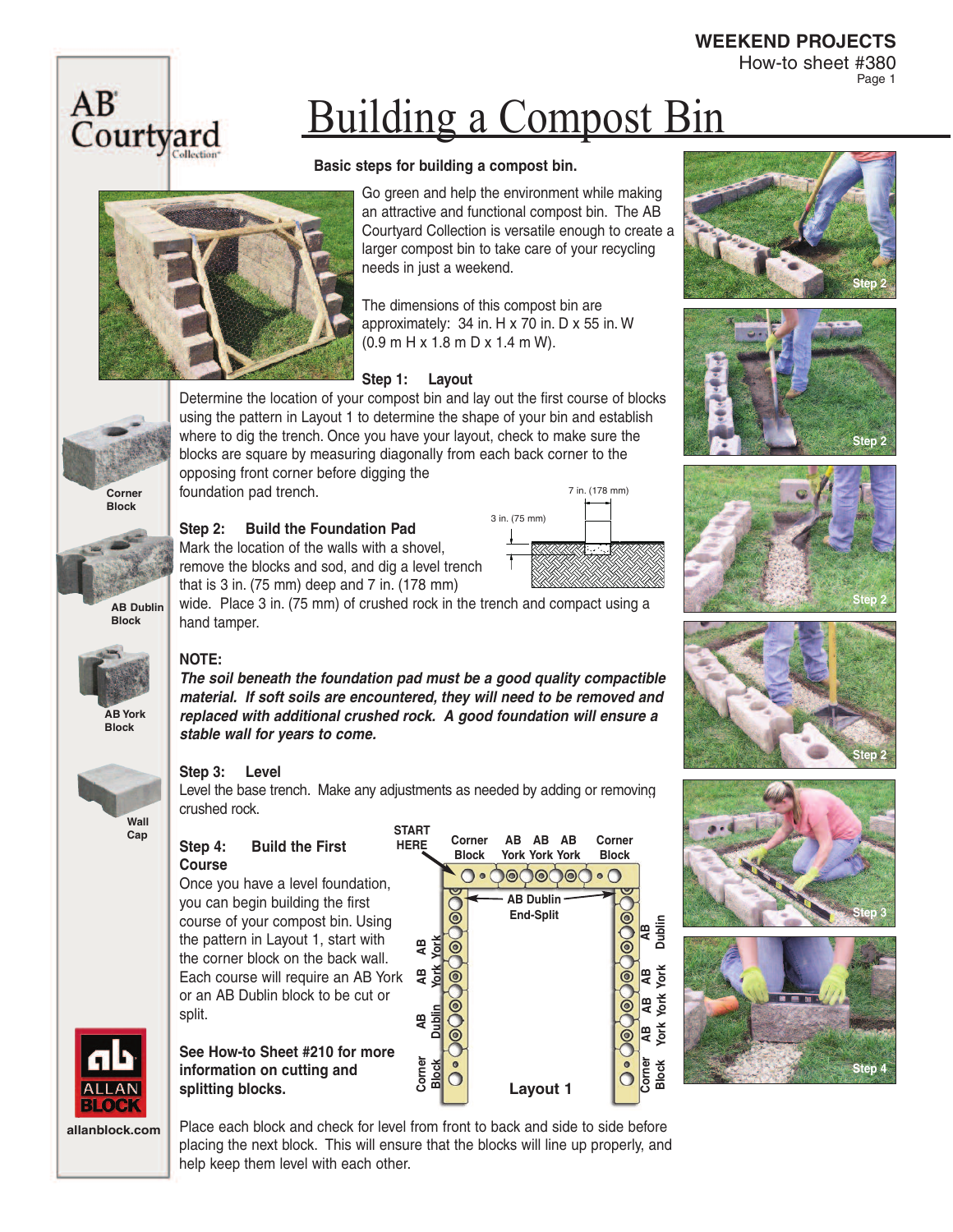# Building a Compost Bin

**Basic steps for building a compost bin.**

Go green and help the environment while making an attractive and functional compost bin. The AB Courtyard Collection is versatile enough to create a larger compost bin to take care of your recycling needs in just a weekend.

The dimensions of this compost bin are approximately: 34 in. H x 70 in. D x 55 in. W (0.9 m H x 1.8 m D x 1.4 m W).

Corner Block

AB Dublin Block

AB York Block

Wall Cap

### Step 1: Layout

Determine the location of your compost bin and lay out the first course of blocks using the pattern in Layout 1 to determine the shape of your bin and establish where to dig the trench. Once you have your layout, check to make sure the blocks are square by measuring diagonally from each back corner to the opposing front corner before digging the foundation pad trench.

### Step 2: Build the Foundation Pad

Mark the location of the walls with a shovel, remove the blocks and sod, and dig a level trench that is 3 in. (75 mm) deep and 7 in. (178 mm) wide. Place 3 in. (75 mm) of crushed rock in the trench and compact using a hand tamper.

7 in. (178 mm)

3 in. (75 mm)

**NOTE:**

***The soil beneath the foundation pad must be a good quality compactible material. If soft soils are encountered, they will need to be removed and replaced with additional crushed rock. A good foundation will ensure a stable wall for years to come.***

### Step 3: Level

Level the base trench. Make any adjustments as needed by adding or removing crushed rock.

### Step 4: Build the First Course

Once you have a level foundation, you can begin building the first course of your compost bin. Using the pattern in Layout 1, start with the corner block on the back wall. Each course will require an AB York or an AB Dublin block to be cut or split.

**See How-to Sheet #210 for more information on cutting and splitting blocks.**

START HERE

Corner Block | AB York | AB York | AB York | Corner Block

AB Dublin End-Split

AB York | AB York | AB Dublin | Corner Block

AB Dublin | AB York | AB York | AB York | Corner Block

Layout 1

Place each block and check for level from front to back and side to side before placing the next block. This will ensure that the blocks will line up properly, and help keep them level with each other.

Step 2

Step 2

Step 2

Step 2

Step 3

Step 4

allanblock.com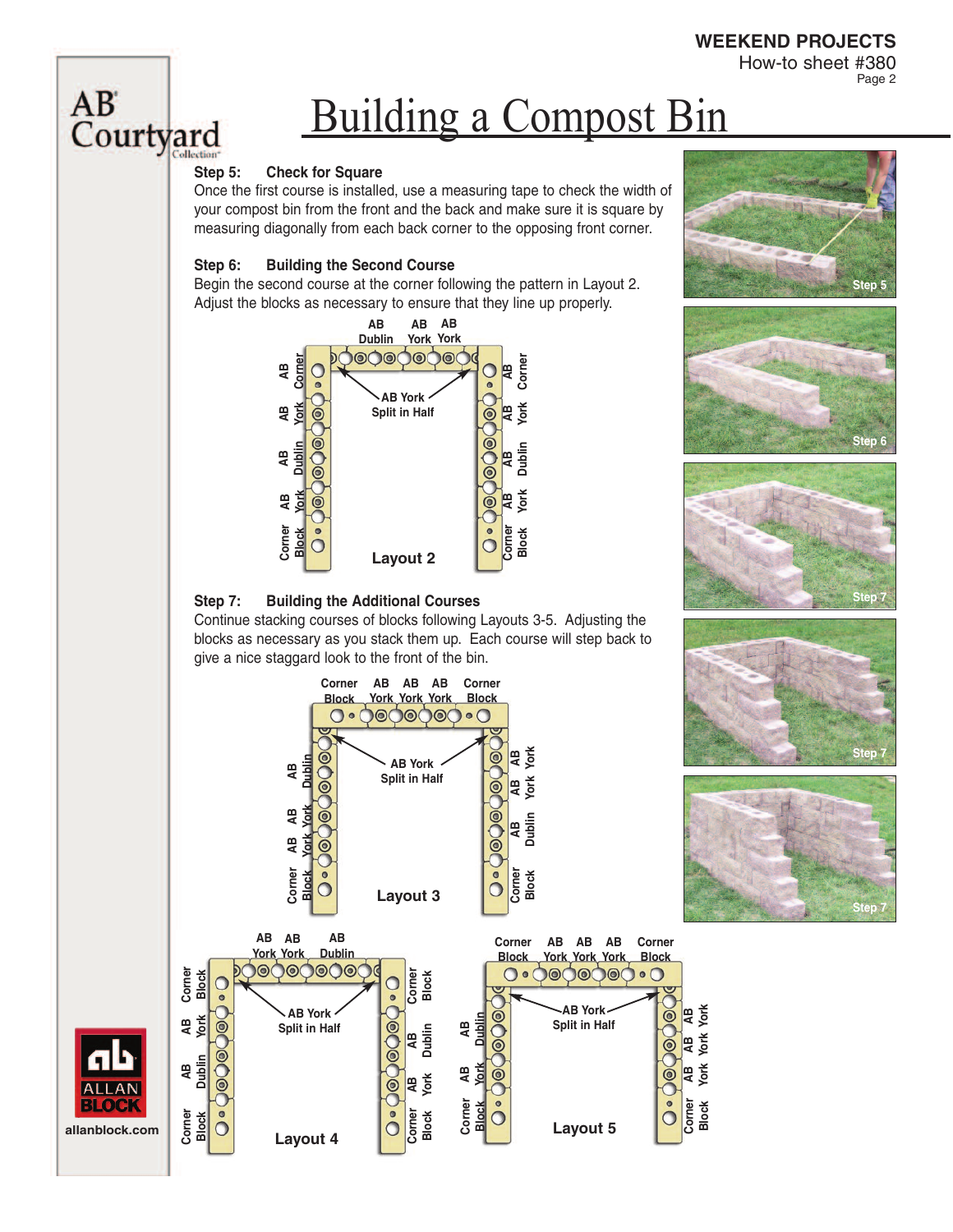# Building a Compost Bin

### Step 5: Check for Square

Once the first course is installed, use a measuring tape to check the width of your compost bin from the front and the back and make sure it is square by measuring diagonally from each back corner to the opposing front corner.

### Step 6: Building the Second Course

Begin the second course at the corner following the pattern in Layout 2. Adjust the blocks as necessary to ensure that they line up properly.

AB Dublin, AB York, AB York

AB Corner, AB York, AB Dublin, AB York, Corner Block

AB York Split in Half

AB Corner, AB York, AB Dublin, AB York, Corner Block

Layout 2

### Step 7: Building the Additional Courses

Continue stacking courses of blocks following Layouts 3-5. Adjusting the blocks as necessary as you stack them up. Each course will step back to give a nice staggard look to the front of the bin.

Corner Block, AB York, AB York, AB York, Corner Block

AB Dublin, AB York, AB York, Corner Block

AB York Split in Half

AB York, AB York, AB Dublin, Corner Block

Layout 3

AB York, AB York, AB Dublin

Corner Block, AB York, AB Dublin, Corner Block

AB York Split in Half

Corner Block, AB Dublin, AB York, Corner Block

Layout 4

Corner Block, AB York, AB York, AB York, Corner Block

AB Dublin, AB York, Corner Block

AB York Split in Half

AB York, AB York, AB York, Corner Block

Layout 5

Step 5

Step 6

Step 7

Step 7

Step 7

allanblock.com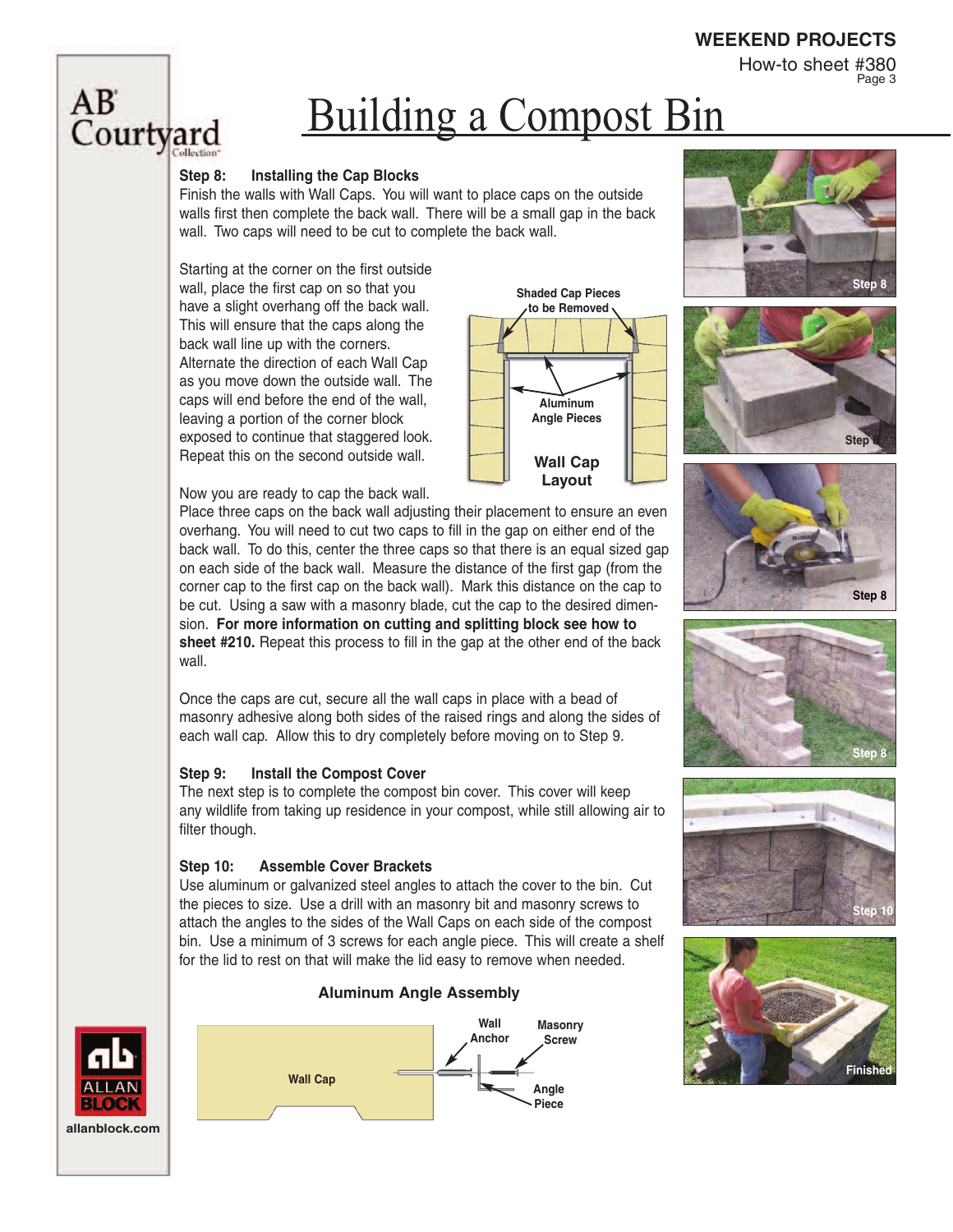# Building a Compost Bin

### Step 8: Installing the Cap Blocks

Finish the walls with Wall Caps. You will want to place caps on the outside walls first then complete the back wall. There will be a small gap in the back wall. Two caps will need to be cut to complete the back wall.

Starting at the corner on the first outside wall, place the first cap on so that you have a slight overhang off the back wall. This will ensure that the caps along the back wall line up with the corners. Alternate the direction of each Wall Cap as you move down the outside wall. The caps will end before the end of the wall, leaving a portion of the corner block exposed to continue that staggered look. Repeat this on the second outside wall.

Shaded Cap Pieces to be Removed

Aluminum Angle Pieces

**Wall Cap Layout**

Now you are ready to cap the back wall. Place three caps on the back wall adjusting their placement to ensure an even overhang. You will need to cut two caps to fill in the gap on either end of the back wall. To do this, center the three caps so that there is an equal sized gap on each side of the back wall. Measure the distance of the first gap (from the corner cap to the first cap on the back wall). Mark this distance on the cap to be cut. Using a saw with a masonry blade, cut the cap to the desired dimension. **For more information on cutting and splitting block see how to sheet #210.** Repeat this process to fill in the gap at the other end of the back wall.

Once the caps are cut, secure all the wall caps in place with a bead of masonry adhesive along both sides of the raised rings and along the sides of each wall cap. Allow this to dry completely before moving on to Step 9.

### Step 9: Install the Compost Cover

The next step is to complete the compost bin cover. This cover will keep any wildlife from taking up residence in your compost, while still allowing air to filter though.

### Step 10: Assemble Cover Brackets

Use aluminum or galvanized steel angles to attach the cover to the bin. Cut the pieces to size. Use a drill with an masonry bit and masonry screws to attach the angles to the sides of the Wall Caps on each side of the compost bin. Use a minimum of 3 screws for each angle piece. This will create a shelf for the lid to rest on that will make the lid easy to remove when needed.

**Aluminum Angle Assembly**

Wall Cap — Wall Anchor — Masonry Screw — Angle Piece

Step 8

Step 8

Step 8

Step 8

Step 10

Finished

allanblock.com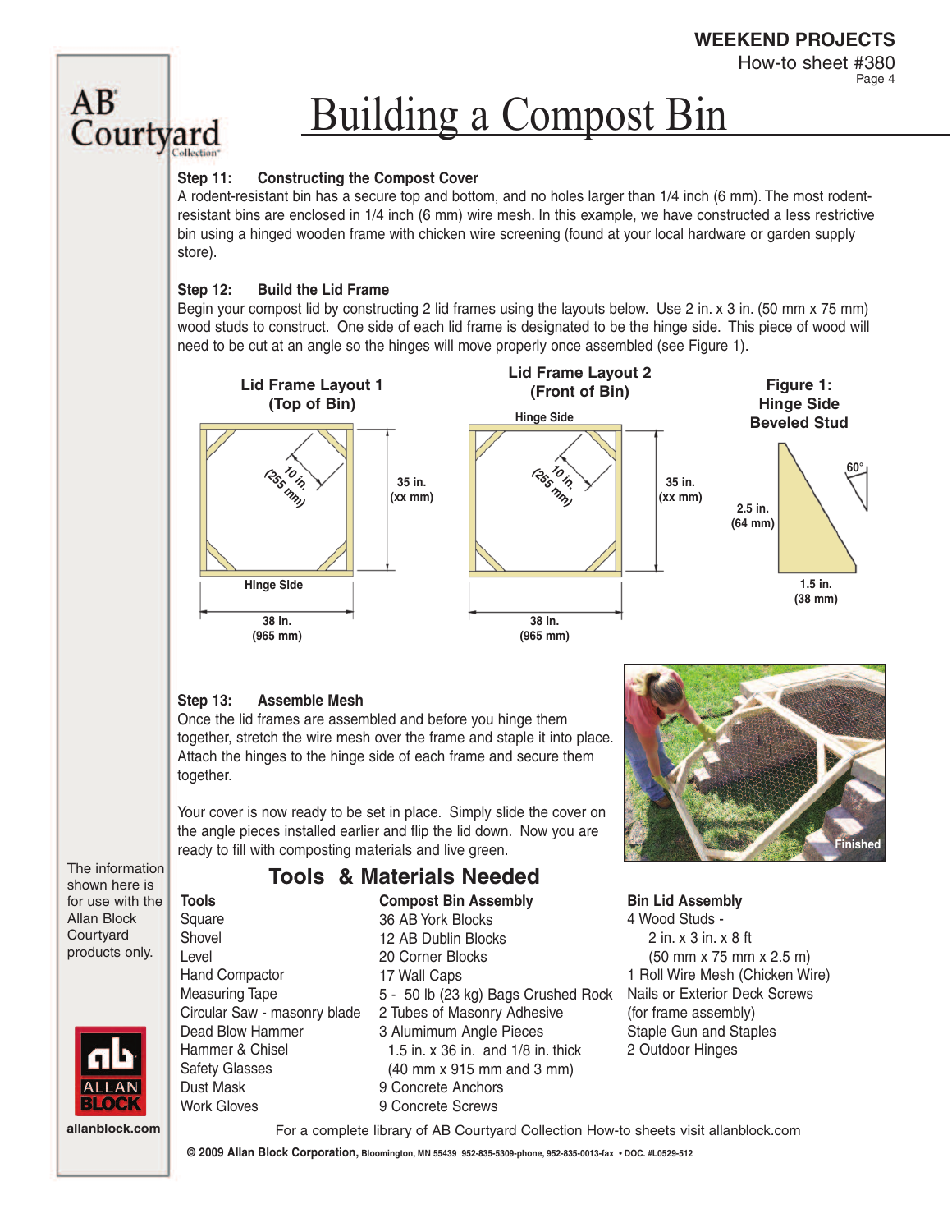# Building a Compost Bin

### Step 11: Constructing the Compost Cover

A rodent-resistant bin has a secure top and bottom, and no holes larger than 1/4 inch (6 mm). The most rodent-resistant bins are enclosed in 1/4 inch (6 mm) wire mesh. In this example, we have constructed a less restrictive bin using a hinged wooden frame with chicken wire screening (found at your local hardware or garden supply store).

### Step 12: Build the Lid Frame

Begin your compost lid by constructing 2 lid frames using the layouts below. Use 2 in. x 3 in. (50 mm x 75 mm) wood studs to construct. One side of each lid frame is designated to be the hinge side. This piece of wood will need to be cut at an angle so the hinges will move properly once assembled (see Figure 1).

**Lid Frame Layout 1 (Top of Bin)**

10 in. (255 mm)
35 in. (xx mm)
Hinge Side
38 in. (965 mm)

**Lid Frame Layout 2 (Front of Bin)**

Hinge Side
10 in. (255 mm)
35 in. (xx mm)
38 in. (965 mm)

**Figure 1: Hinge Side Beveled Stud**

60°
2.5 in. (64 mm)
1.5 in. (38 mm)

### Step 13: Assemble Mesh

Once the lid frames are assembled and before you hinge them together, stretch the wire mesh over the frame and staple it into place. Attach the hinges to the hinge side of each frame and secure them together.

Your cover is now ready to be set in place. Simply slide the cover on the angle pieces installed earlier and flip the lid down. Now you are ready to fill with composting materials and live green.

Finished

## Tools & Materials Needed

**Tools**
- Square
- Shovel
- Level
- Hand Compactor
- Measuring Tape
- Circular Saw - masonry blade
- Dead Blow Hammer
- Hammer & Chisel
- Safety Glasses
- Dust Mask
- Work Gloves

**Compost Bin Assembly**
- 36 AB York Blocks
- 12 AB Dublin Blocks
- 20 Corner Blocks
- 17 Wall Caps
- 5 - 50 lb (23 kg) Bags Crushed Rock
- 2 Tubes of Masonry Adhesive
- 3 Alumimum Angle Pieces 1.5 in. x 36 in. and 1/8 in. thick (40 mm x 915 mm and 3 mm)
- 9 Concrete Anchors
- 9 Concrete Screws

**Bin Lid Assembly**
- 4 Wood Studs - 2 in. x 3 in. x 8 ft (50 mm x 75 mm x 2.5 m)
- 1 Roll Wire Mesh (Chicken Wire)
- Nails or Exterior Deck Screws (for frame assembly)
- Staple Gun and Staples
- 2 Outdoor Hinges

The information shown here is for use with the Allan Block Courtyard products only.

For a complete library of AB Courtyard Collection How-to sheets visit allanblock.com